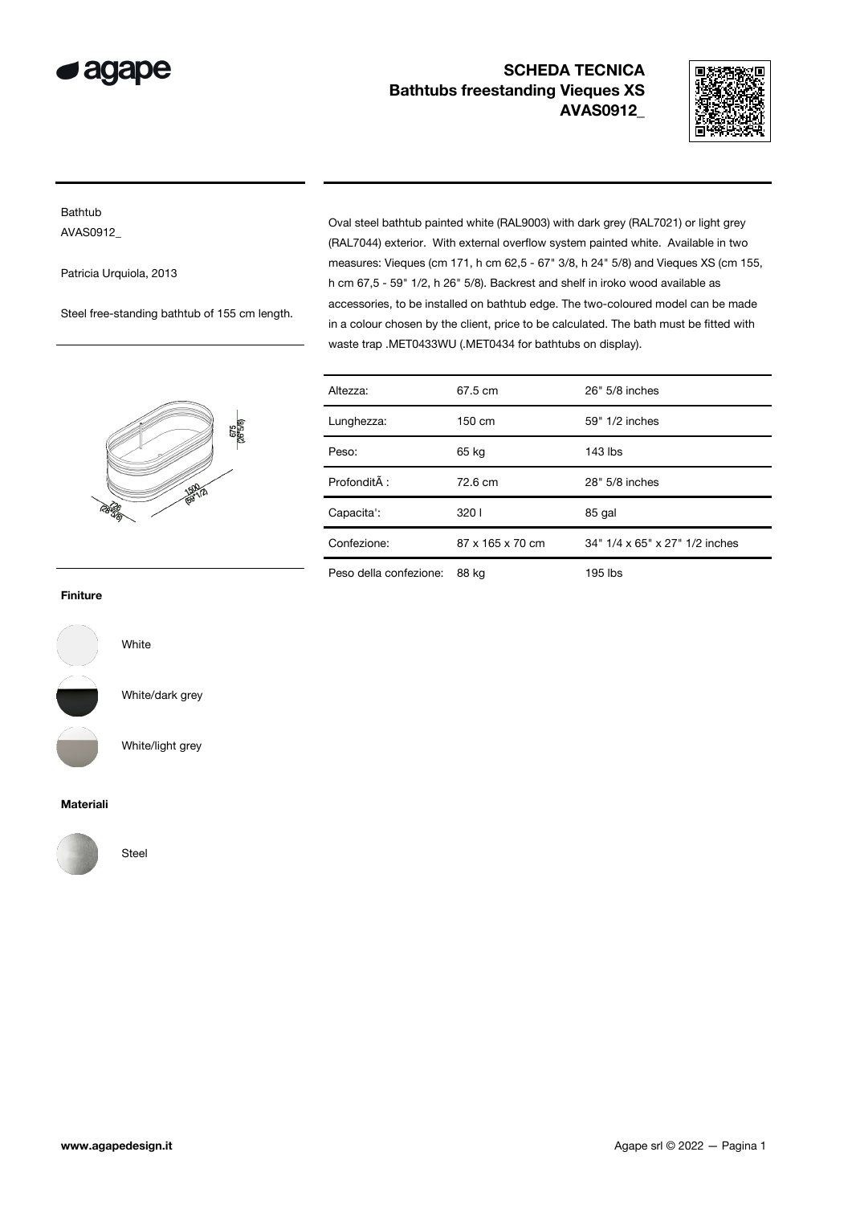# SCHEDA TECNICA
## Bathtubs freestanding Vieques XS
## AVAS0912_

Bathtub
AVAS0912_

Patricia Urquiola, 2013

Steel free-standing bathtub of 155 cm length.

Oval steel bathtub painted white (RAL9003) with dark grey (RAL7021) or light grey (RAL7044) exterior. With external overflow system painted white. Available in two measures: Vieques (cm 171, h cm 62,5 - 67" 3/8, h 24" 5/8) and Vieques XS (cm 155, h cm 67,5 - 59" 1/2, h 26" 5/8). Backrest and shelf in iroko wood available as accessories, to be installed on bathtub edge. The two-coloured model can be made in a colour chosen by the client, price to be calculated. The bath must be fitted with waste trap .MET0433WU (.MET0434 for bathtubs on display).

| | | |
|---|---|---|
| Altezza: | 67.5 cm | 26" 5/8 inches |
| Lunghezza: | 150 cm | 59" 1/2 inches |
| Peso: | 65 kg | 143 lbs |
| ProfonditÃ : | 72.6 cm | 28" 5/8 inches |
| Capacita': | 320 l | 85 gal |
| Confezione: | 87 x 165 x 70 cm | 34" 1/4 x 65" x 27" 1/2 inches |
| Peso della confezione: | 88 kg | 195 lbs |

### Finiture

White

White/dark grey

White/light grey

### Materiali

Steel

www.agapedesign.it

Agape srl © 2022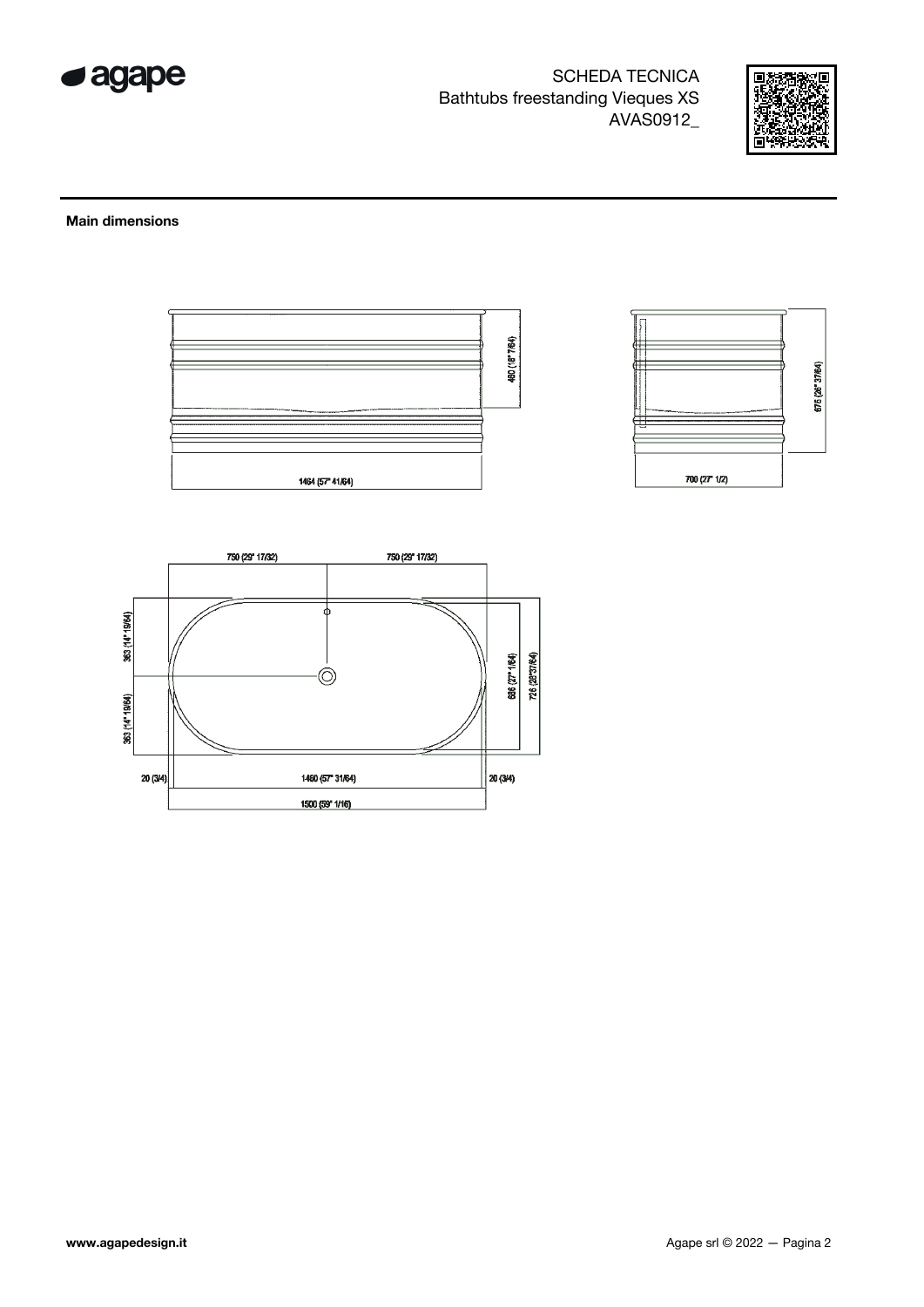SCHEDA TECNICA
Bathtubs freestanding Vieques XS
AVAS0912_

## Main dimensions

480 (18" 7/64)

1464 (57" 41/64)

675 (26" 37/64)

700 (27" 1/2)

750 (29" 17/32) 750 (29" 17/32)

363 (14" 19/64)

363 (14" 19/64)

686 (27" 1/64)

726 (28"37/64)

20 (3/4) 1460 (57" 31/64) 20 (3/4)

1500 (59" 1/16)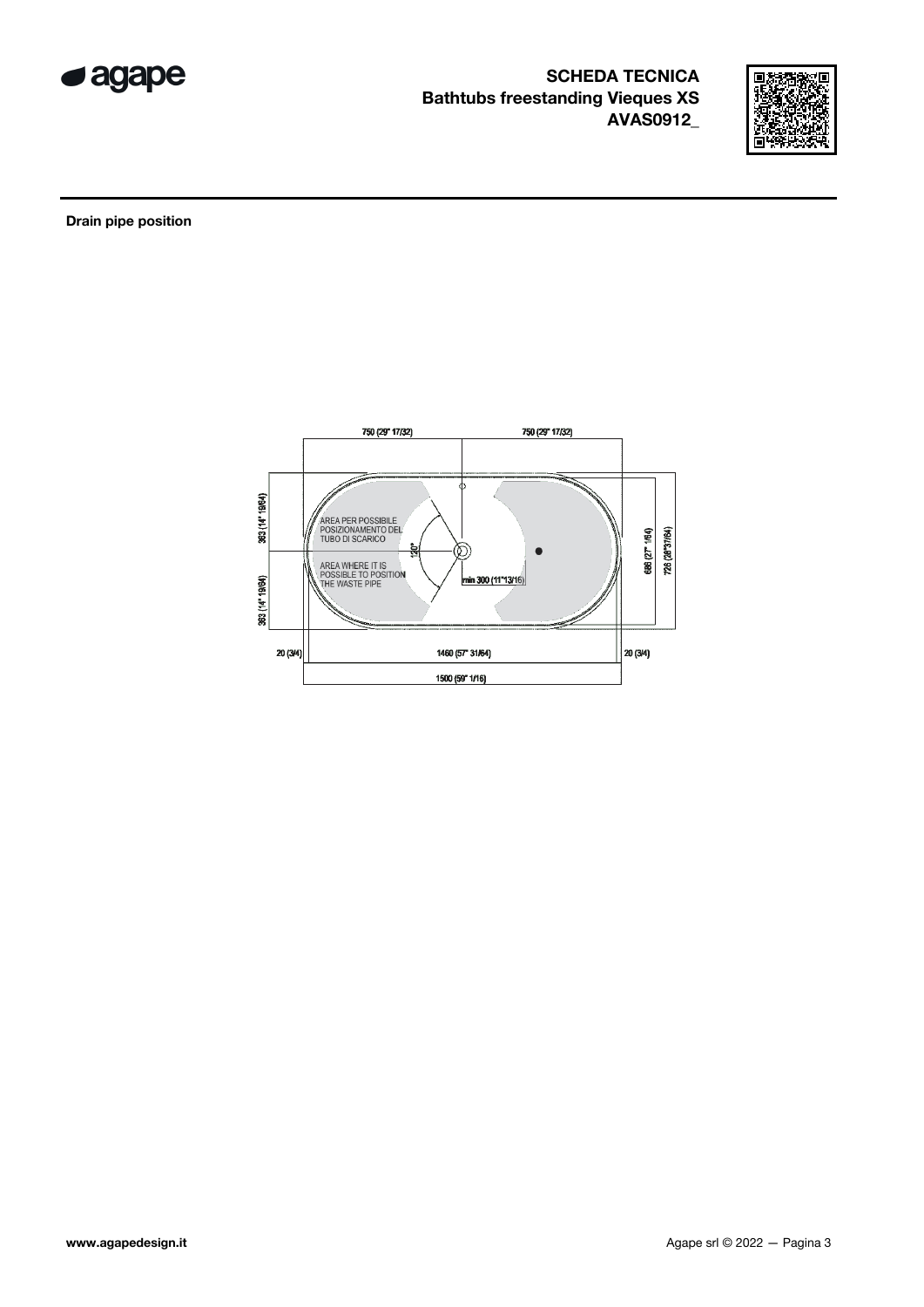**SCHEDA TECNICA**
**Bathtubs freestanding Vieques XS**
**AVAS0912_**

**Drain pipe position**

750 (29" 17/32) 750 (29" 17/32)

363 (14" 19/64)

AREA PER POSSIBILE POSIZIONAMENTO DEL TUBO DI SCARICO

AREA WHERE IT IS POSSIBLE TO POSITION THE WASTE PIPE

120°

min 300 (11"13/16)

686 (27" 1/64) 728 (28"37/64)

363 (14" 19/64)

20 (3/4) 1460 (57" 31/64) 20 (3/4)

1500 (59" 1/16)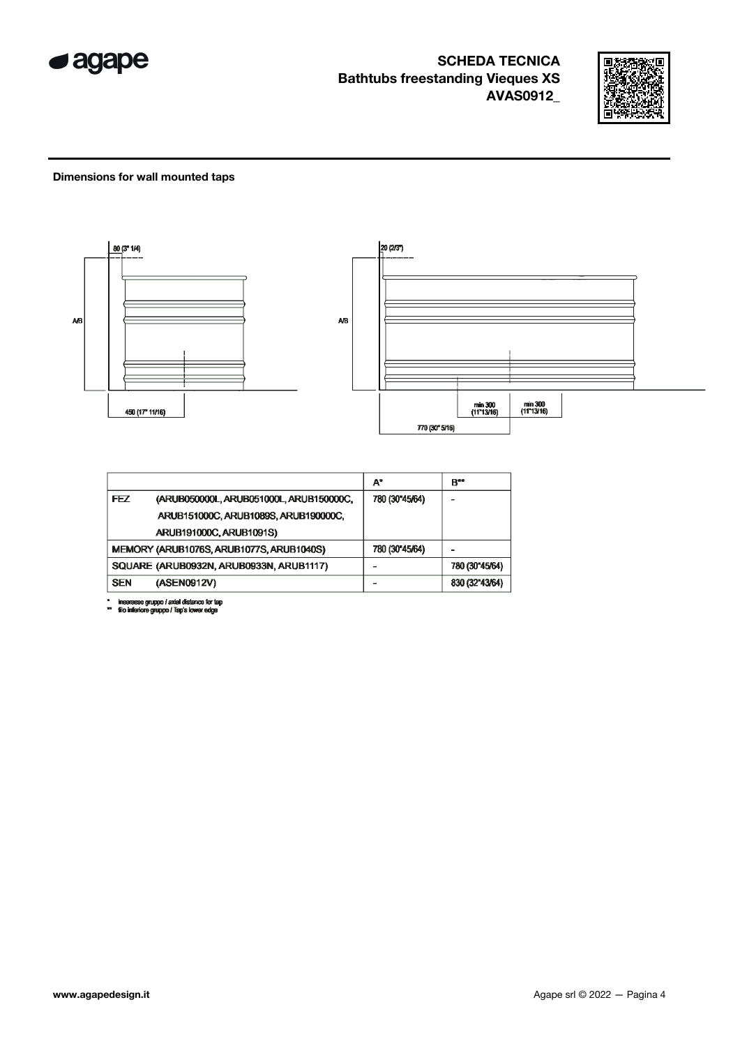## SCHEDA TECNICA
**Bathtubs freestanding Vieques XS**
**AVAS0912_**

**Dimensions for wall mounted taps**

80 (3" 1/4)

A/B

450 (17" 11/16)

20 (2/3")

A/B

min 300 (11"13/16)

min 300 (11"13/16)

770 (30" 5/16)

| | A* | B** |
|---|---|---|
| FEZ (ARUB050000L, ARUB051000L, ARUB150000C, ARUB151000C, ARUB1089S, ARUB190000C, ARUB191000C, ARUB1091S) | 780 (30"45/64) | - |
| MEMORY (ARUB1076S, ARUB1077S, ARUB1040S) | 780 (30"45/64) | - |
| SQUARE (ARUB0932N, ARUB0933N, ARUB1117) | - | 780 (30"45/64) |
| SEN (ASEN0912V) | - | 830 (32"43/64) |

\* interasse gruppo / axial distance for tap
\*\* filo inferiore gruppo / Tap's lower edge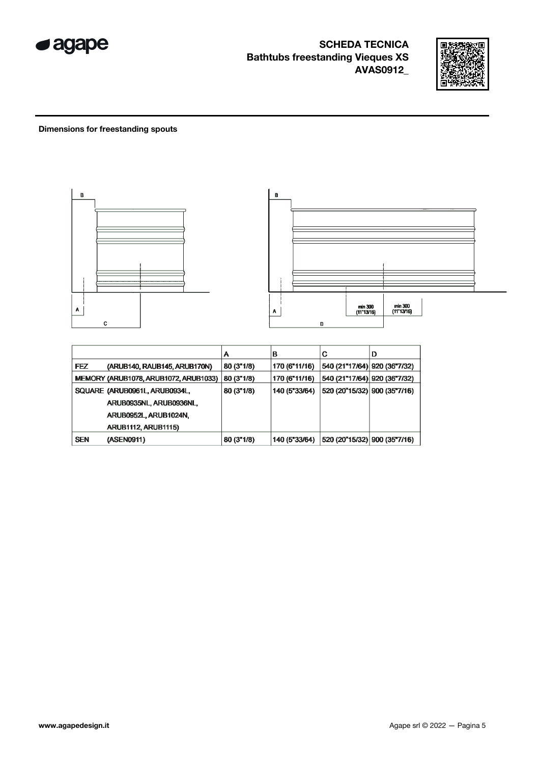# SCHEDA TECNICA
## Bathtubs freestanding Vieques XS
## AVAS0912_

**Dimensions for freestanding spouts**

B

A

C

B

A

min 300 (11"13/16)

min 300 (11"13/16)

D

| | A | B | C | D |
|---|---|---|---|---|
| FEZ (ARUB140, RAUB145, ARUB170N) | 80 (3"1/8) | 170 (6"11/16) | 540 (21"17/64) | 920 (36"7/32) |
| MEMORY (ARUB1078, ARUB1072, ARUB1033) | 80 (3"1/8) | 170 (6"11/16) | 540 (21"17/64) | 920 (36"7/32) |
| SQUARE (ARUB0961L, ARUB0934L, ARUB0935NL, ARUB0936NL, ARUB0952L, ARUB1024N, ARUB1112, ARUB1115) | 80 (3"1/8) | 140 (5"33/64) | 520 (20"15/32) | 900 (35"7/16) |
| SEN (ASEN0911) | 80 (3"1/8) | 140 (5"33/64) | 520 (20"15/32) | 900 (35"7/16) |

www.agapedesign.it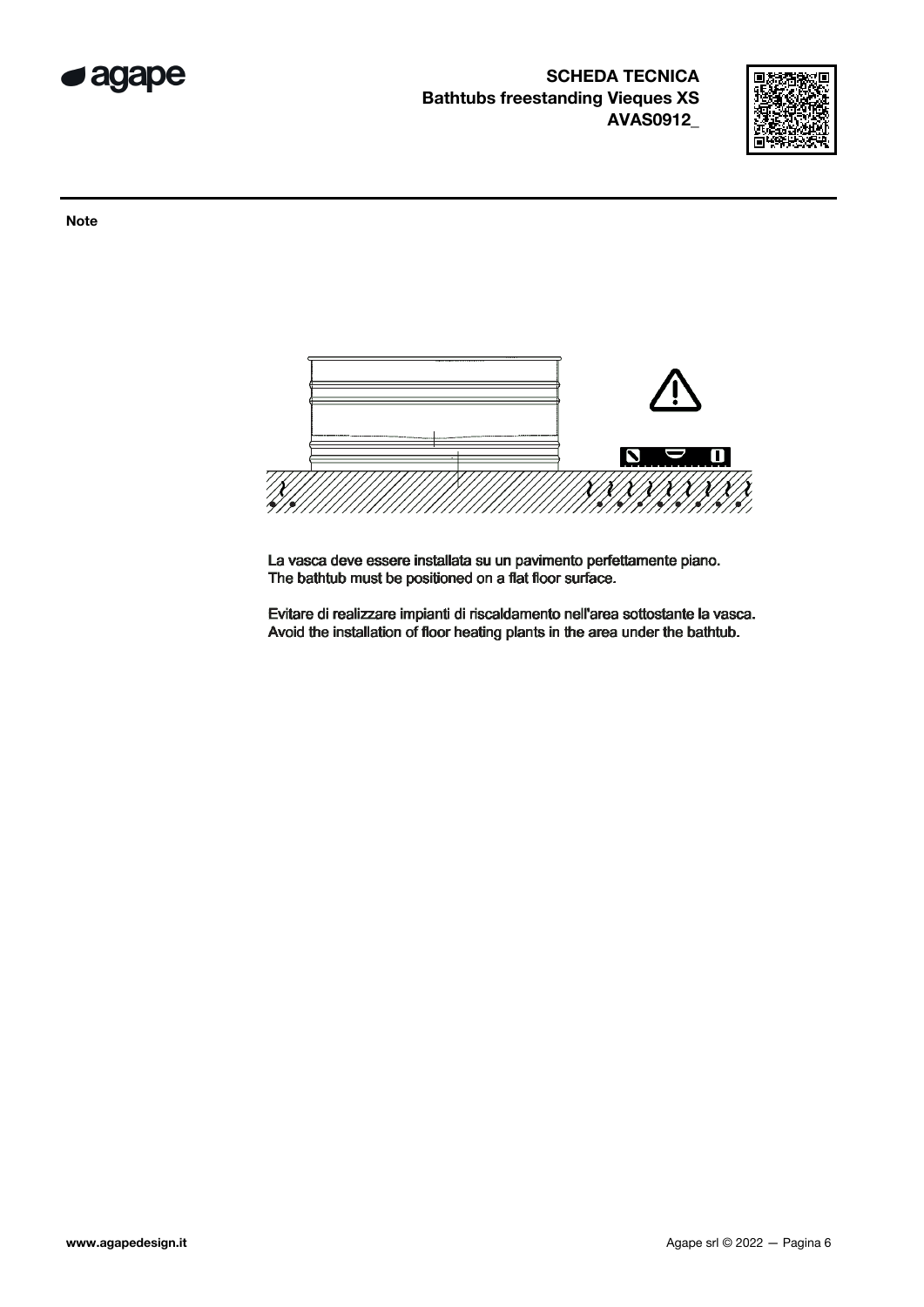**SCHEDA TECNICA**
**Bathtubs freestanding Vieques XS**
**AVAS0912_**

**Note**

La vasca deve essere installata su un pavimento perfettamente piano.
The bathtub must be positioned on a flat floor surface.

Evitare di realizzare impianti di riscaldamento nell'area sottostante la vasca.
Avoid the installation of floor heating plants in the area under the bathtub.